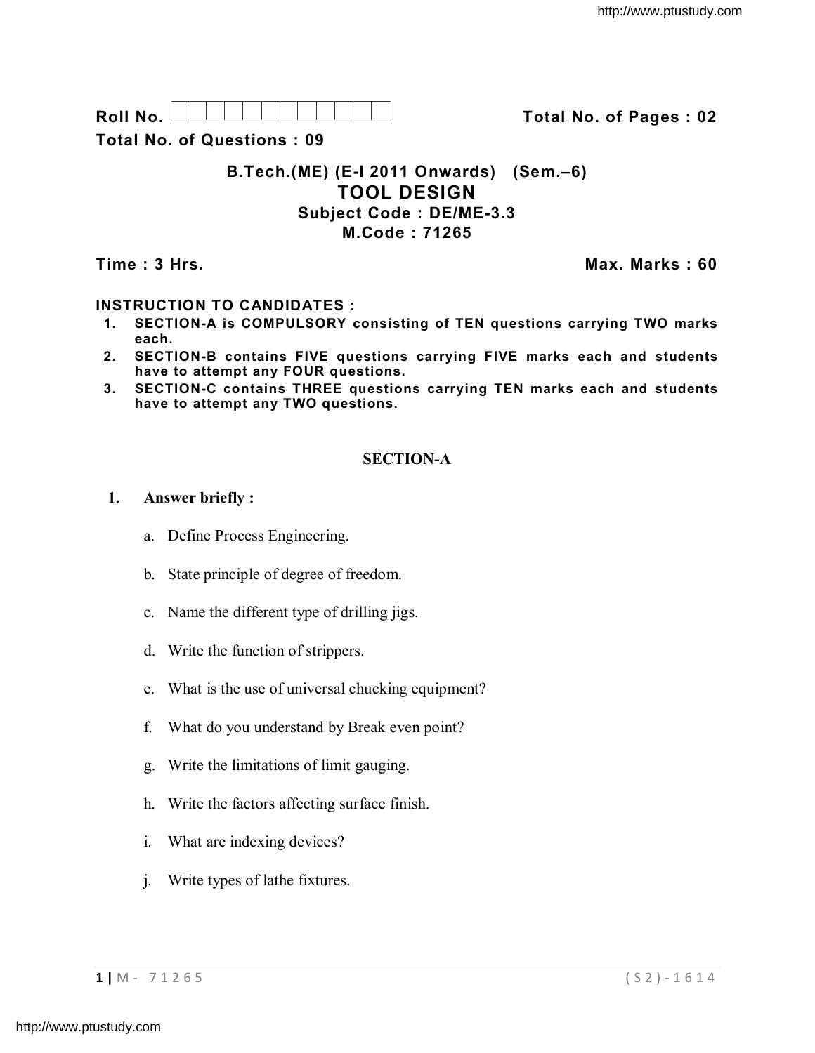Roll No. Total No. of Pages : 02

Total No. of Questions : 09

## B.Tech.(ME) (E-I 2011 Onwards) (Sem.–6)

# TOOL DESIGN

### Subject Code : DE/ME-3.3

### M.Code : 71265

**Time : 3 Hrs.** **Max. Marks : 60**

**INSTRUCTION TO CANDIDATES :**

1. **SECTION-A is COMPULSORY consisting of TEN questions carrying TWO marks each.**
2. **SECTION-B contains FIVE questions carrying FIVE marks each and students have to attempt any FOUR questions.**
3. **SECTION-C contains THREE questions carrying TEN marks each and students have to attempt any TWO questions.**

## SECTION-A

**1. Answer briefly :**

a. Define Process Engineering.

b. State principle of degree of freedom.

c. Name the different type of drilling jigs.

d. Write the function of strippers.

e. What is the use of universal chucking equipment?

f. What do you understand by Break even point?

g. Write the limitations of limit gauging.

h. Write the factors affecting surface finish.

i. What are indexing devices?

j. Write types of lathe fixtures.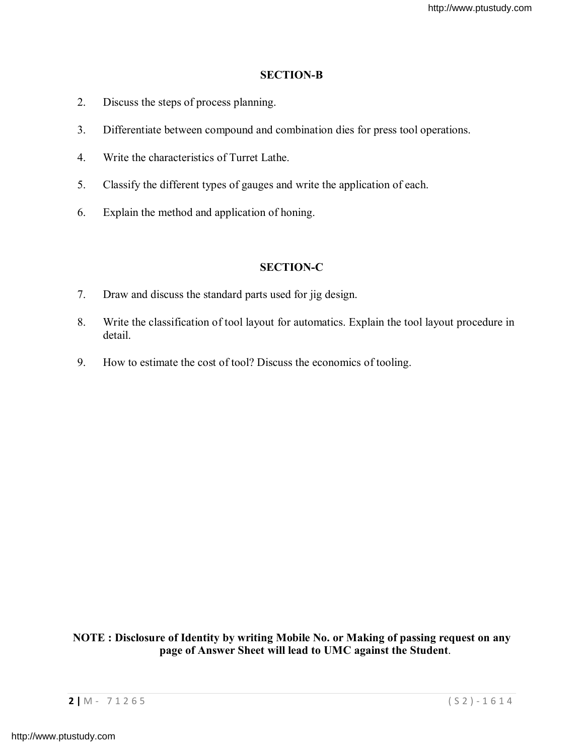## SECTION-B

2. Discuss the steps of process planning.

3. Differentiate between compound and combination dies for press tool operations.

4. Write the characteristics of Turret Lathe.

5. Classify the different types of gauges and write the application of each.

6. Explain the method and application of honing.

## SECTION-C

7. Draw and discuss the standard parts used for jig design.

8. Write the classification of tool layout for automatics. Explain the tool layout procedure in detail.

9. How to estimate the cost of tool? Discuss the economics of tooling.

**NOTE : Disclosure of Identity by writing Mobile No. or Making of passing request on any page of Answer Sheet will lead to UMC against the Student.**